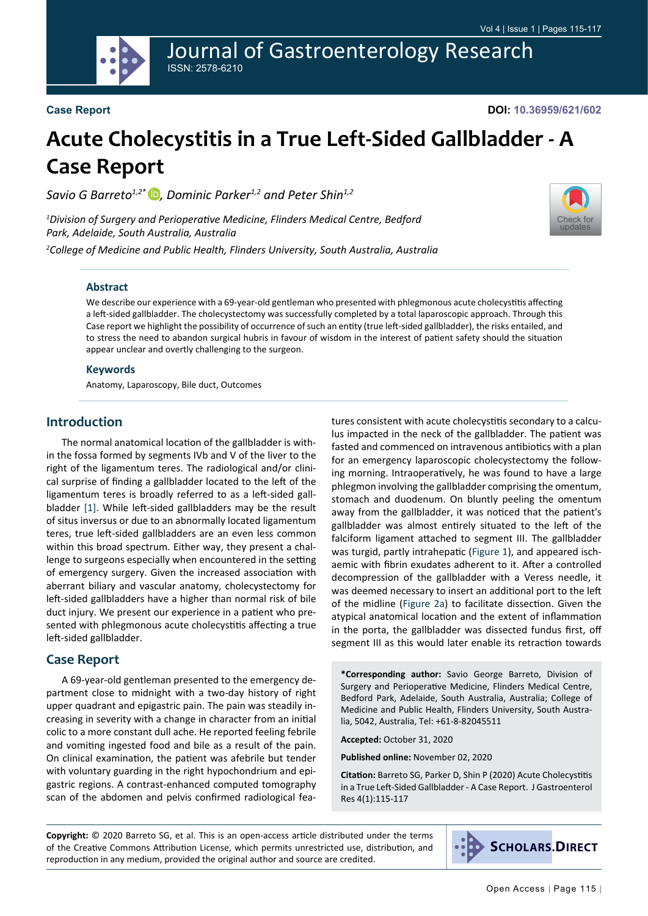Case Report

DOI: 10.36959/621/602

# Acute Cholecystitis in a True Left-Sided Gallbladder - A Case Report

*Savio G Barreto[1,2*], Dominic Parker[1,2] and Peter Shin[1,2]*

[1]*Division of Surgery and Perioperative Medicine, Flinders Medical Centre, Bedford Park, Adelaide, South Australia, Australia*

[2]*College of Medicine and Public Health, Flinders University, South Australia, Australia*

### Abstract

We describe our experience with a 69-year-old gentleman who presented with phlegmonous acute cholecystitis affecting a left-sided gallbladder. The cholecystectomy was successfully completed by a total laparoscopic approach. Through this Case report we highlight the possibility of occurrence of such an entity (true left-sided gallbladder), the risks entailed, and to stress the need to abandon surgical hubris in favour of wisdom in the interest of patient safety should the situation appear unclear and overtly challenging to the surgeon.

### Keywords

Anatomy, Laparoscopy, Bile duct, Outcomes

## Introduction

The normal anatomical location of the gallbladder is within the fossa formed by segments IVb and V of the liver to the right of the ligamentum teres. The radiological and/or clinical surprise of finding a gallbladder located to the left of the ligamentum teres is broadly referred to as a left-sided gallbladder [1]. While left-sided gallbladders may be the result of situs inversus or due to an abnormally located ligamentum teres, true left-sided gallbladders are an even less common within this broad spectrum. Either way, they present a challenge to surgeons especially when encountered in the setting of emergency surgery. Given the increased association with aberrant biliary and vascular anatomy, cholecystectomy for left-sided gallbladders have a higher than normal risk of bile duct injury. We present our experience in a patient who presented with phlegmonous acute cholecystitis affecting a true left-sided gallbladder.

## Case Report

A 69-year-old gentleman presented to the emergency department close to midnight with a two-day history of right upper quadrant and epigastric pain. The pain was steadily increasing in severity with a change in character from an initial colic to a more constant dull ache. He reported feeling febrile and vomiting ingested food and bile as a result of the pain. On clinical examination, the patient was afebrile but tender with voluntary guarding in the right hypochondrium and epigastric regions. A contrast-enhanced computed tomography scan of the abdomen and pelvis confirmed radiological features consistent with acute cholecystitis secondary to a calculus impacted in the neck of the gallbladder. The patient was fasted and commenced on intravenous antibiotics with a plan for an emergency laparoscopic cholecystectomy the following morning. Intraoperatively, he was found to have a large phlegmon involving the gallbladder comprising the omentum, stomach and duodenum. On bluntly peeling the omentum away from the gallbladder, it was noticed that the patient's gallbladder was almost entirely situated to the left of the falciform ligament attached to segment III. The gallbladder was turgid, partly intrahepatic (Figure 1), and appeared ischaemic with fibrin exudates adherent to it. After a controlled decompression of the gallbladder with a Veress needle, it was deemed necessary to insert an additional port to the left of the midline (Figure 2a) to facilitate dissection. Given the atypical anatomical location and the extent of inflammation in the porta, the gallbladder was dissected fundus first, off segment III as this would later enable its retraction towards

**\*Corresponding author:** Savio George Barreto, Division of Surgery and Perioperative Medicine, Flinders Medical Centre, Bedford Park, Adelaide, South Australia, Australia; College of Medicine and Public Health, Flinders University, South Australia, 5042, Australia, Tel: +61-8-82045511

**Accepted:** October 31, 2020

**Published online:** November 02, 2020

**Citation:** Barreto SG, Parker D, Shin P (2020) Acute Cholecystitis in a True Left-Sided Gallbladder - A Case Report. J Gastroenterol Res 4(1):115-117

**Copyright:** © 2020 Barreto SG, et al. This is an open-access article distributed under the terms of the Creative Commons Attribution License, which permits unrestricted use, distribution, and reproduction in any medium, provided the original author and source are credited.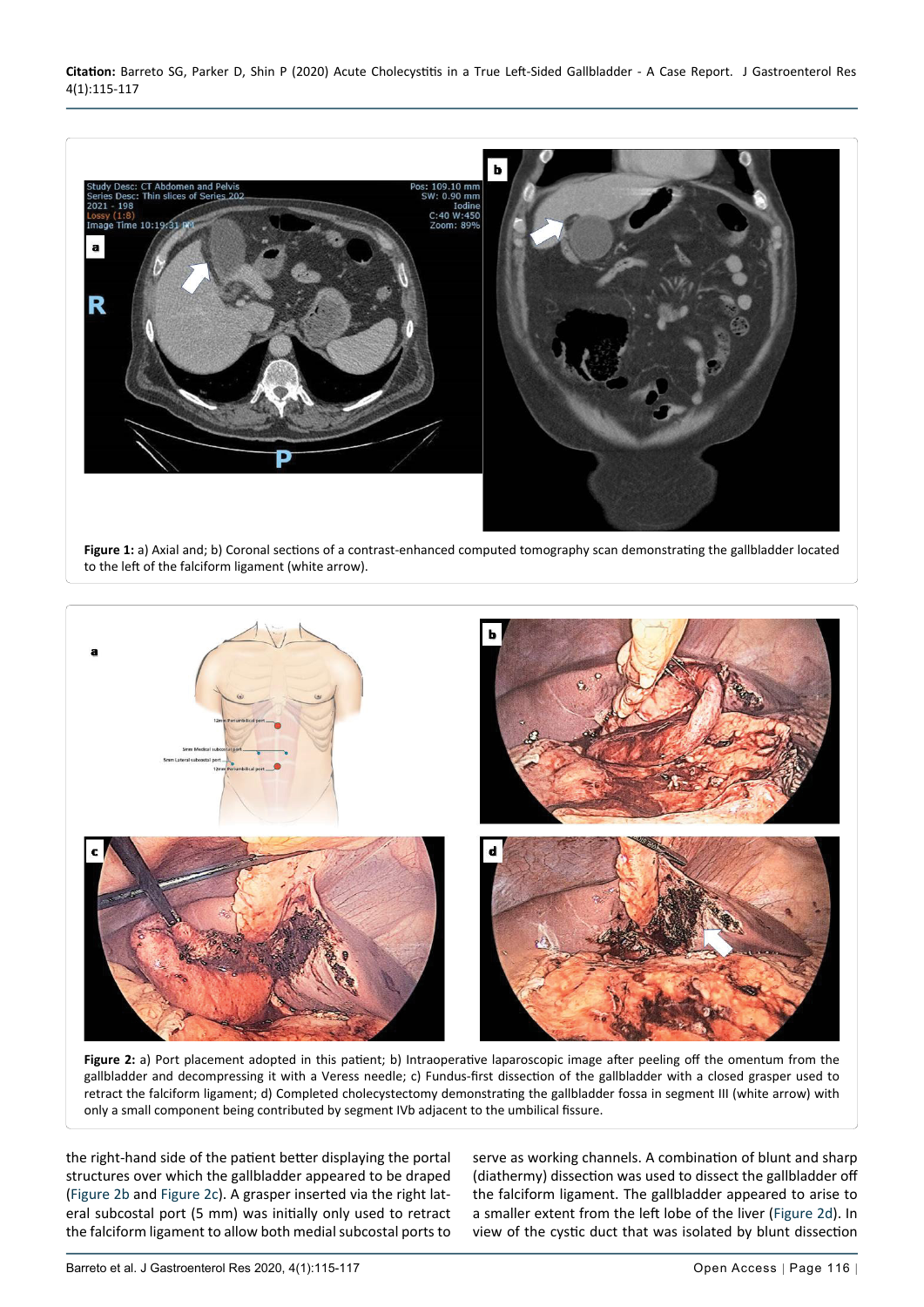**Figure 1:** a) Axial and; b) Coronal sections of a contrast-enhanced computed tomography scan demonstrating the gallbladder located to the left of the falciform ligament (white arrow).

**Figure 2:** a) Port placement adopted in this patient; b) Intraoperative laparoscopic image after peeling off the omentum from the gallbladder and decompressing it with a Veress needle; c) Fundus-first dissection of the gallbladder with a closed grasper used to retract the falciform ligament; d) Completed cholecystectomy demonstrating the gallbladder fossa in segment III (white arrow) with only a small component being contributed by segment IVb adjacent to the umbilical fissure.

the right-hand side of the patient better displaying the portal structures over which the gallbladder appeared to be draped (Figure 2b and Figure 2c). A grasper inserted via the right lateral subcostal port (5 mm) was initially only used to retract the falciform ligament to allow both medial subcostal ports to serve as working channels. A combination of blunt and sharp (diathermy) dissection was used to dissect the gallbladder off the falciform ligament. The gallbladder appeared to arise to a smaller extent from the left lobe of the liver (Figure 2d). In view of the cystic duct that was isolated by blunt dissection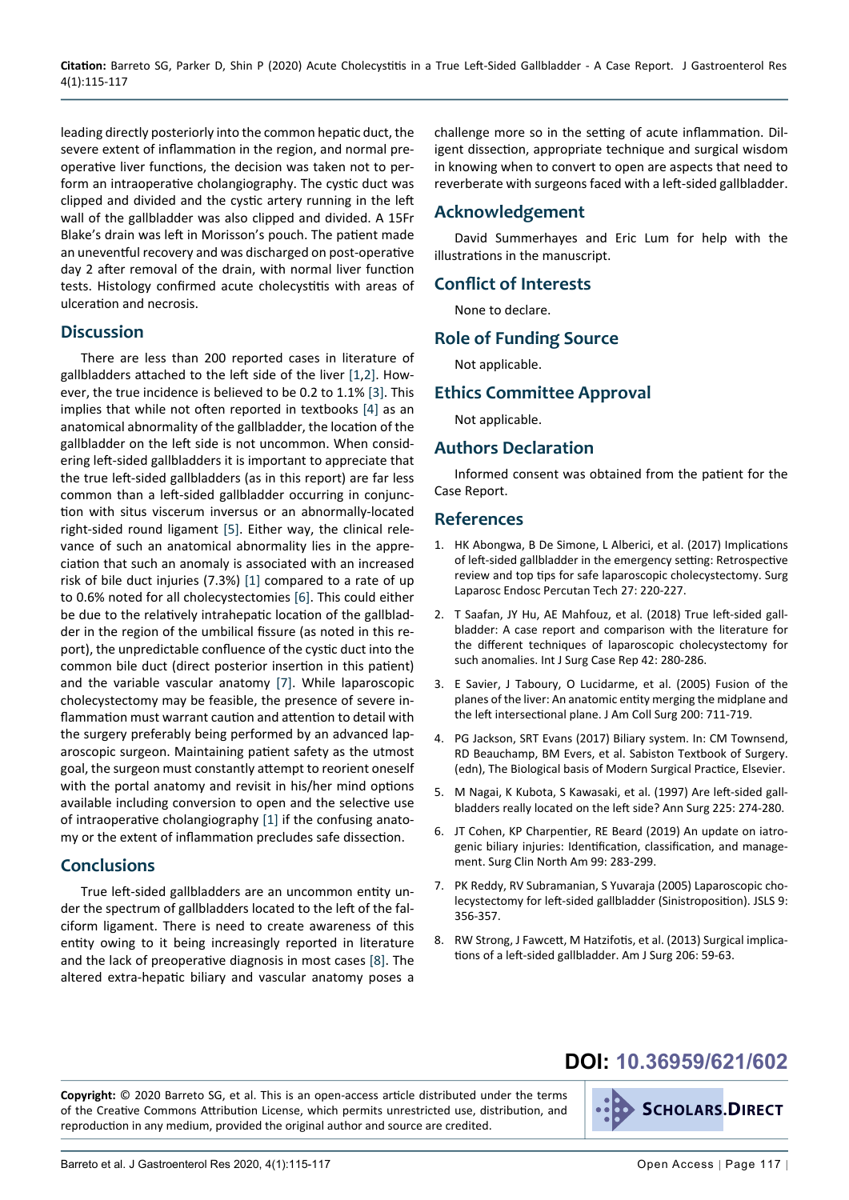leading directly posteriorly into the common hepatic duct, the severe extent of inflammation in the region, and normal preoperative liver functions, the decision was taken not to perform an intraoperative cholangiography. The cystic duct was clipped and divided and the cystic artery running in the left wall of the gallbladder was also clipped and divided. A 15Fr Blake's drain was left in Morisson's pouch. The patient made an uneventful recovery and was discharged on post-operative day 2 after removal of the drain, with normal liver function tests. Histology confirmed acute cholecystitis with areas of ulceration and necrosis.

## Discussion

There are less than 200 reported cases in literature of gallbladders attached to the left side of the liver [1,2]. However, the true incidence is believed to be 0.2 to 1.1% [3]. This implies that while not often reported in textbooks [4] as an anatomical abnormality of the gallbladder, the location of the gallbladder on the left side is not uncommon. When considering left-sided gallbladders it is important to appreciate that the true left-sided gallbladders (as in this report) are far less common than a left-sided gallbladder occurring in conjunction with situs viscerum inversus or an abnormally-located right-sided round ligament [5]. Either way, the clinical relevance of such an anatomical abnormality lies in the appreciation that such an anomaly is associated with an increased risk of bile duct injuries (7.3%) [1] compared to a rate of up to 0.6% noted for all cholecystectomies [6]. This could either be due to the relatively intrahepatic location of the gallbladder in the region of the umbilical fissure (as noted in this report), the unpredictable confluence of the cystic duct into the common bile duct (direct posterior insertion in this patient) and the variable vascular anatomy [7]. While laparoscopic cholecystectomy may be feasible, the presence of severe inflammation must warrant caution and attention to detail with the surgery preferably being performed by an advanced laparoscopic surgeon. Maintaining patient safety as the utmost goal, the surgeon must constantly attempt to reorient oneself with the portal anatomy and revisit in his/her mind options available including conversion to open and the selective use of intraoperative cholangiography [1] if the confusing anatomy or the extent of inflammation precludes safe dissection.

## Conclusions

True left-sided gallbladders are an uncommon entity under the spectrum of gallbladders located to the left of the falciform ligament. There is need to create awareness of this entity owing to it being increasingly reported in literature and the lack of preoperative diagnosis in most cases [8]. The altered extra-hepatic biliary and vascular anatomy poses a challenge more so in the setting of acute inflammation. Diligent dissection, appropriate technique and surgical wisdom in knowing when to convert to open are aspects that need to reverberate with surgeons faced with a left-sided gallbladder.

## Acknowledgement

David Summerhayes and Eric Lum for help with the illustrations in the manuscript.

## Conflict of Interests

None to declare.

## Role of Funding Source

Not applicable.

## Ethics Committee Approval

Not applicable.

## Authors Declaration

Informed consent was obtained from the patient for the Case Report.

## References

1. HK Abongwa, B De Simone, L Alberici, et al. (2017) Implications of left-sided gallbladder in the emergency setting: Retrospective review and top tips for safe laparoscopic cholecystectomy. Surg Laparosc Endosc Percutan Tech 27: 220-227.
2. T Saafan, JY Hu, AE Mahfouz, et al. (2018) True left-sided gallbladder: A case report and comparison with the literature for the different techniques of laparoscopic cholecystectomy for such anomalies. Int J Surg Case Rep 42: 280-286.
3. E Savier, J Taboury, O Lucidarme, et al. (2005) Fusion of the planes of the liver: An anatomic entity merging the midplane and the left intersectional plane. J Am Coll Surg 200: 711-719.
4. PG Jackson, SRT Evans (2017) Biliary system. In: CM Townsend, RD Beauchamp, BM Evers, et al. Sabiston Textbook of Surgery. (edn), The Biological basis of Modern Surgical Practice, Elsevier.
5. M Nagai, K Kubota, S Kawasaki, et al. (1997) Are left-sided gallbladders really located on the left side? Ann Surg 225: 274-280.
6. JT Cohen, KP Charpentier, RE Beard (2019) An update on iatrogenic biliary injuries: Identification, classification, and management. Surg Clin North Am 99: 283-299.
7. PK Reddy, RV Subramanian, S Yuvaraja (2005) Laparoscopic cholecystectomy for left-sided gallbladder (Sinistroposition). JSLS 9: 356-357.
8. RW Strong, J Fawcett, M Hatzifotis, et al. (2013) Surgical implications of a left-sided gallbladder. Am J Surg 206: 59-63.

**DOI: 10.36959/621/602**

**Copyright:** © 2020 Barreto SG, et al. This is an open-access article distributed under the terms of the Creative Commons Attribution License, which permits unrestricted use, distribution, and reproduction in any medium, provided the original author and source are credited.